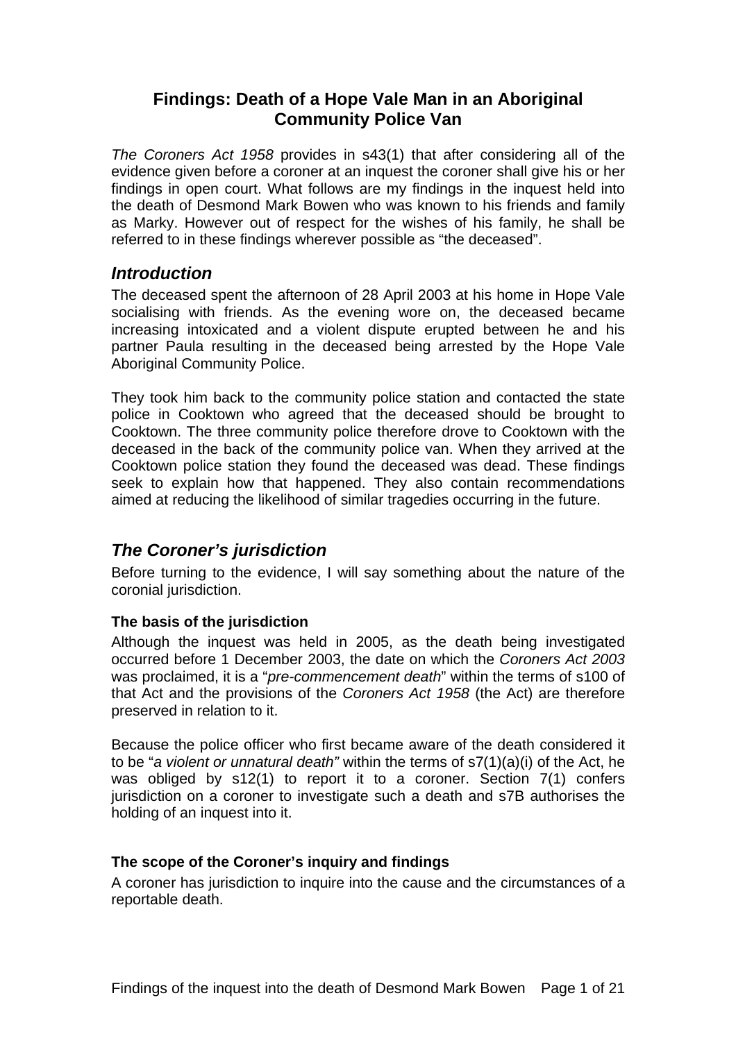# Findings: Death of a Hope Vale Man in an Aboriginal Community Police Van

*The Coroners Act 1958* provides in s43(1) that after considering all of the evidence given before a coroner at an inquest the coroner shall give his or her findings in open court. What follows are my findings in the inquest held into the death of Desmond Mark Bowen who was known to his friends and family as Marky. However out of respect for the wishes of his family, he shall be referred to in these findings wherever possible as "the deceased".

## *Introduction*

The deceased spent the afternoon of 28 April 2003 at his home in Hope Vale socialising with friends. As the evening wore on, the deceased became increasing intoxicated and a violent dispute erupted between he and his partner Paula resulting in the deceased being arrested by the Hope Vale Aboriginal Community Police.

They took him back to the community police station and contacted the state police in Cooktown who agreed that the deceased should be brought to Cooktown. The three community police therefore drove to Cooktown with the deceased in the back of the community police van. When they arrived at the Cooktown police station they found the deceased was dead. These findings seek to explain how that happened. They also contain recommendations aimed at reducing the likelihood of similar tragedies occurring in the future.

## *The Coroner's jurisdiction*

Before turning to the evidence, I will say something about the nature of the coronial jurisdiction.

### The basis of the jurisdiction

Although the inquest was held in 2005, as the death being investigated occurred before 1 December 2003, the date on which the *Coroners Act 2003* was proclaimed, it is a "*pre-commencement death*" within the terms of s100 of that Act and the provisions of the *Coroners Act 1958* (the Act) are therefore preserved in relation to it.

Because the police officer who first became aware of the death considered it to be "*a violent or unnatural death"* within the terms of s7(1)(a)(i) of the Act, he was obliged by s12(1) to report it to a coroner. Section 7(1) confers jurisdiction on a coroner to investigate such a death and s7B authorises the holding of an inquest into it.

### The scope of the Coroner's inquiry and findings

A coroner has jurisdiction to inquire into the cause and the circumstances of a reportable death.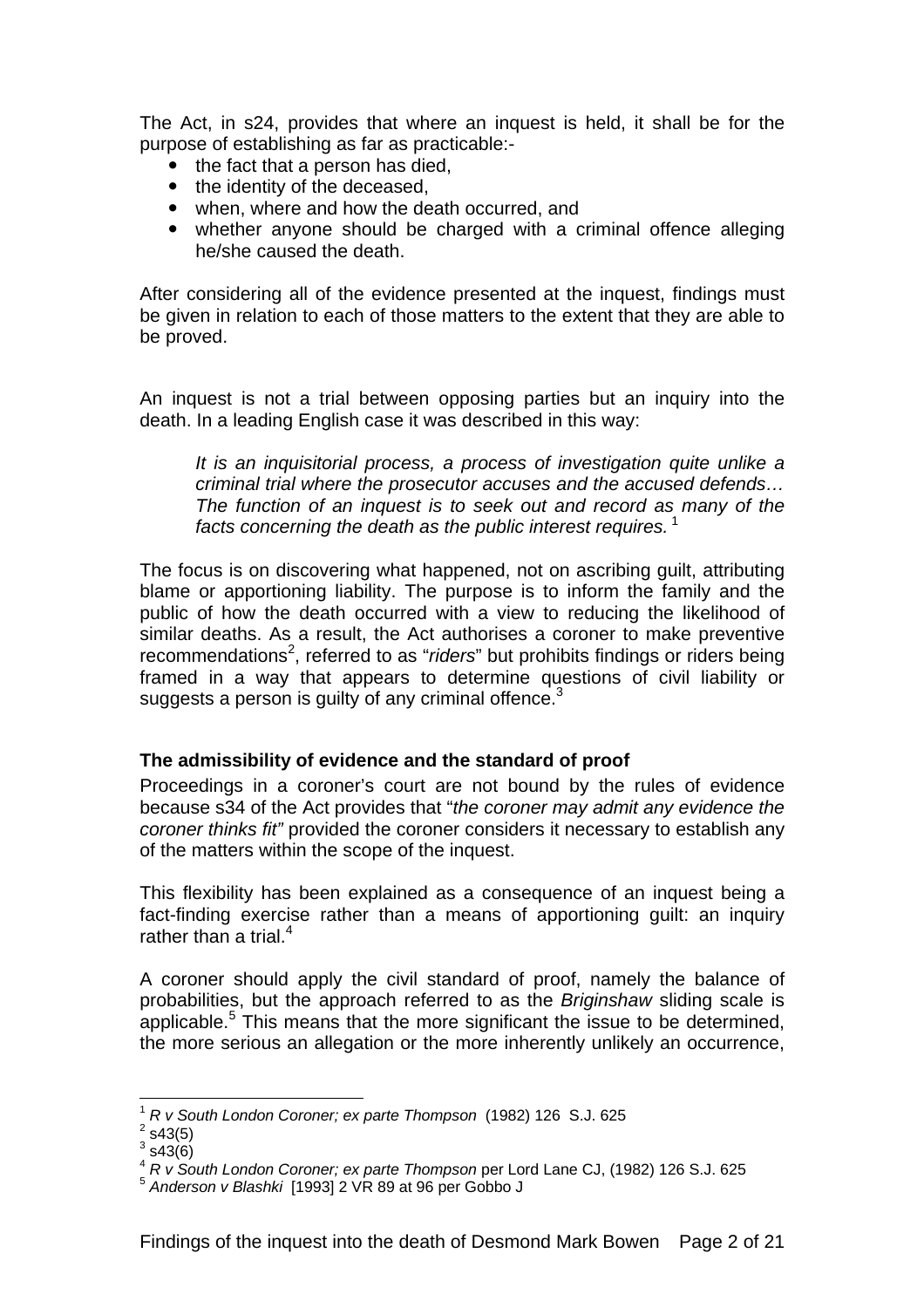The Act, in s24, provides that where an inquest is held, it shall be for the purpose of establishing as far as practicable:-

- the fact that a person has died,
- the identity of the deceased,
- when, where and how the death occurred, and
- whether anyone should be charged with a criminal offence alleging he/she caused the death.

After considering all of the evidence presented at the inquest, findings must be given in relation to each of those matters to the extent that they are able to be proved.

An inquest is not a trial between opposing parties but an inquiry into the death. In a leading English case it was described in this way:

> *It is an inquisitorial process, a process of investigation quite unlike a criminal trial where the prosecutor accuses and the accused defends… The function of an inquest is to seek out and record as many of the facts concerning the death as the public interest requires.* [1]

The focus is on discovering what happened, not on ascribing guilt, attributing blame or apportioning liability. The purpose is to inform the family and the public of how the death occurred with a view to reducing the likelihood of similar deaths. As a result, the Act authorises a coroner to make preventive recommendations[2], referred to as "*riders*" but prohibits findings or riders being framed in a way that appears to determine questions of civil liability or suggests a person is guilty of any criminal offence.[3]

**The admissibility of evidence and the standard of proof**

Proceedings in a coroner's court are not bound by the rules of evidence because s34 of the Act provides that "*the coroner may admit any evidence the coroner thinks fit"* provided the coroner considers it necessary to establish any of the matters within the scope of the inquest.

This flexibility has been explained as a consequence of an inquest being a fact-finding exercise rather than a means of apportioning guilt: an inquiry rather than a trial.[4]

A coroner should apply the civil standard of proof, namely the balance of probabilities, but the approach referred to as the *Briginshaw* sliding scale is applicable.[5] This means that the more significant the issue to be determined, the more serious an allegation or the more inherently unlikely an occurrence,

---

[1] *R v South London Coroner; ex parte Thompson* (1982) 126 S.J. 625

[2] s43(5)

[3] s43(6)

[4] *R v South London Coroner; ex parte Thompson* per Lord Lane CJ, (1982) 126 S.J. 625

[5] *Anderson v Blashki* [1993] 2 VR 89 at 96 per Gobbo J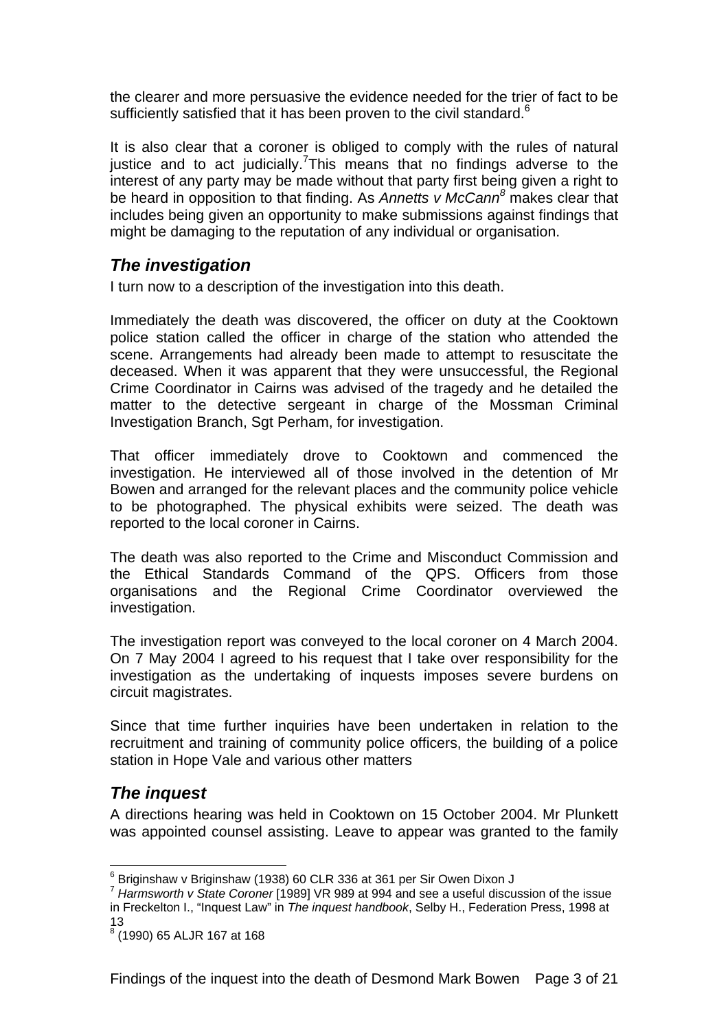the clearer and more persuasive the evidence needed for the trier of fact to be sufficiently satisfied that it has been proven to the civil standard.[6]

It is also clear that a coroner is obliged to comply with the rules of natural justice and to act judicially.[7]This means that no findings adverse to the interest of any party may be made without that party first being given a right to be heard in opposition to that finding. As *Annetts v McCann*[8] makes clear that includes being given an opportunity to make submissions against findings that might be damaging to the reputation of any individual or organisation.

## *The investigation*

I turn now to a description of the investigation into this death.

Immediately the death was discovered, the officer on duty at the Cooktown police station called the officer in charge of the station who attended the scene. Arrangements had already been made to attempt to resuscitate the deceased. When it was apparent that they were unsuccessful, the Regional Crime Coordinator in Cairns was advised of the tragedy and he detailed the matter to the detective sergeant in charge of the Mossman Criminal Investigation Branch, Sgt Perham, for investigation.

That officer immediately drove to Cooktown and commenced the investigation. He interviewed all of those involved in the detention of Mr Bowen and arranged for the relevant places and the community police vehicle to be photographed. The physical exhibits were seized. The death was reported to the local coroner in Cairns.

The death was also reported to the Crime and Misconduct Commission and the Ethical Standards Command of the QPS. Officers from those organisations and the Regional Crime Coordinator overviewed the investigation.

The investigation report was conveyed to the local coroner on 4 March 2004. On 7 May 2004 I agreed to his request that I take over responsibility for the investigation as the undertaking of inquests imposes severe burdens on circuit magistrates.

Since that time further inquiries have been undertaken in relation to the recruitment and training of community police officers, the building of a police station in Hope Vale and various other matters

## *The inquest*

A directions hearing was held in Cooktown on 15 October 2004. Mr Plunkett was appointed counsel assisting. Leave to appear was granted to the family

---

[6] Briginshaw v Briginshaw (1938) 60 CLR 336 at 361 per Sir Owen Dixon J

[7] *Harmsworth v State Coroner* [1989] VR 989 at 994 and see a useful discussion of the issue in Freckelton I., "Inquest Law" in *The inquest handbook*, Selby H., Federation Press, 1998 at 13

[8] (1990) 65 ALJR 167 at 168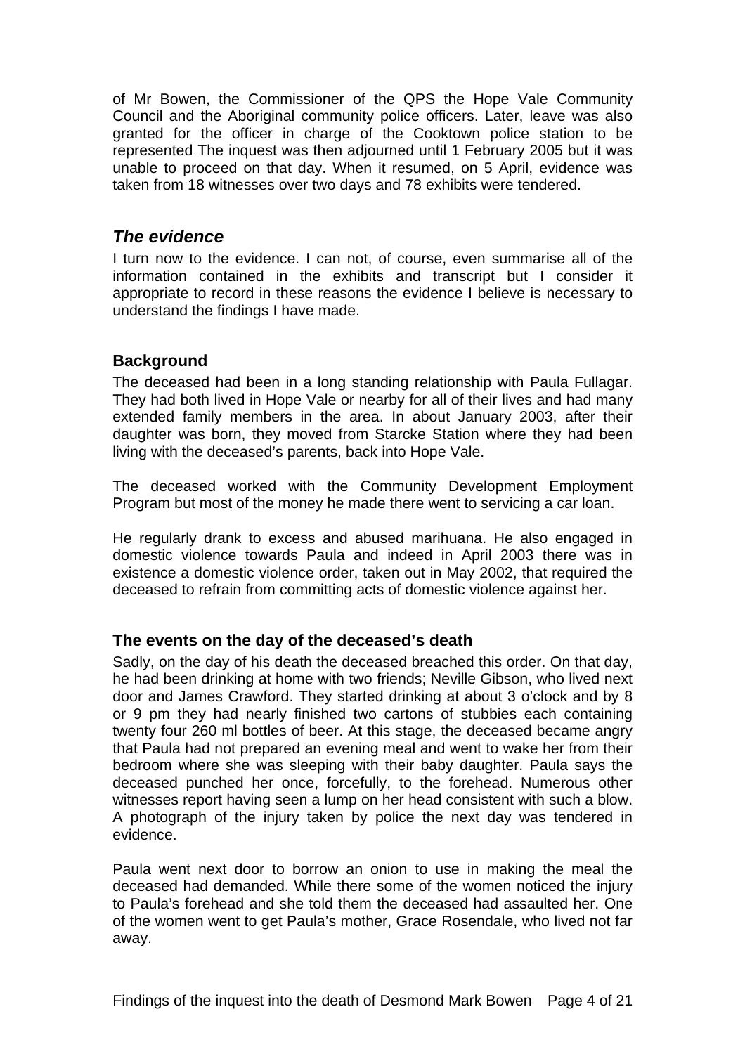of Mr Bowen, the Commissioner of the QPS the Hope Vale Community Council and the Aboriginal community police officers. Later, leave was also granted for the officer in charge of the Cooktown police station to be represented The inquest was then adjourned until 1 February 2005 but it was unable to proceed on that day. When it resumed, on 5 April, evidence was taken from 18 witnesses over two days and 78 exhibits were tendered.

## *The evidence*

I turn now to the evidence. I can not, of course, even summarise all of the information contained in the exhibits and transcript but I consider it appropriate to record in these reasons the evidence I believe is necessary to understand the findings I have made.

### Background

The deceased had been in a long standing relationship with Paula Fullagar. They had both lived in Hope Vale or nearby for all of their lives and had many extended family members in the area. In about January 2003, after their daughter was born, they moved from Starcke Station where they had been living with the deceased's parents, back into Hope Vale.

The deceased worked with the Community Development Employment Program but most of the money he made there went to servicing a car loan.

He regularly drank to excess and abused marihuana. He also engaged in domestic violence towards Paula and indeed in April 2003 there was in existence a domestic violence order, taken out in May 2002, that required the deceased to refrain from committing acts of domestic violence against her.

### The events on the day of the deceased's death

Sadly, on the day of his death the deceased breached this order. On that day, he had been drinking at home with two friends; Neville Gibson, who lived next door and James Crawford. They started drinking at about 3 o'clock and by 8 or 9 pm they had nearly finished two cartons of stubbies each containing twenty four 260 ml bottles of beer. At this stage, the deceased became angry that Paula had not prepared an evening meal and went to wake her from their bedroom where she was sleeping with their baby daughter. Paula says the deceased punched her once, forcefully, to the forehead. Numerous other witnesses report having seen a lump on her head consistent with such a blow. A photograph of the injury taken by police the next day was tendered in evidence.

Paula went next door to borrow an onion to use in making the meal the deceased had demanded. While there some of the women noticed the injury to Paula's forehead and she told them the deceased had assaulted her. One of the women went to get Paula's mother, Grace Rosendale, who lived not far away.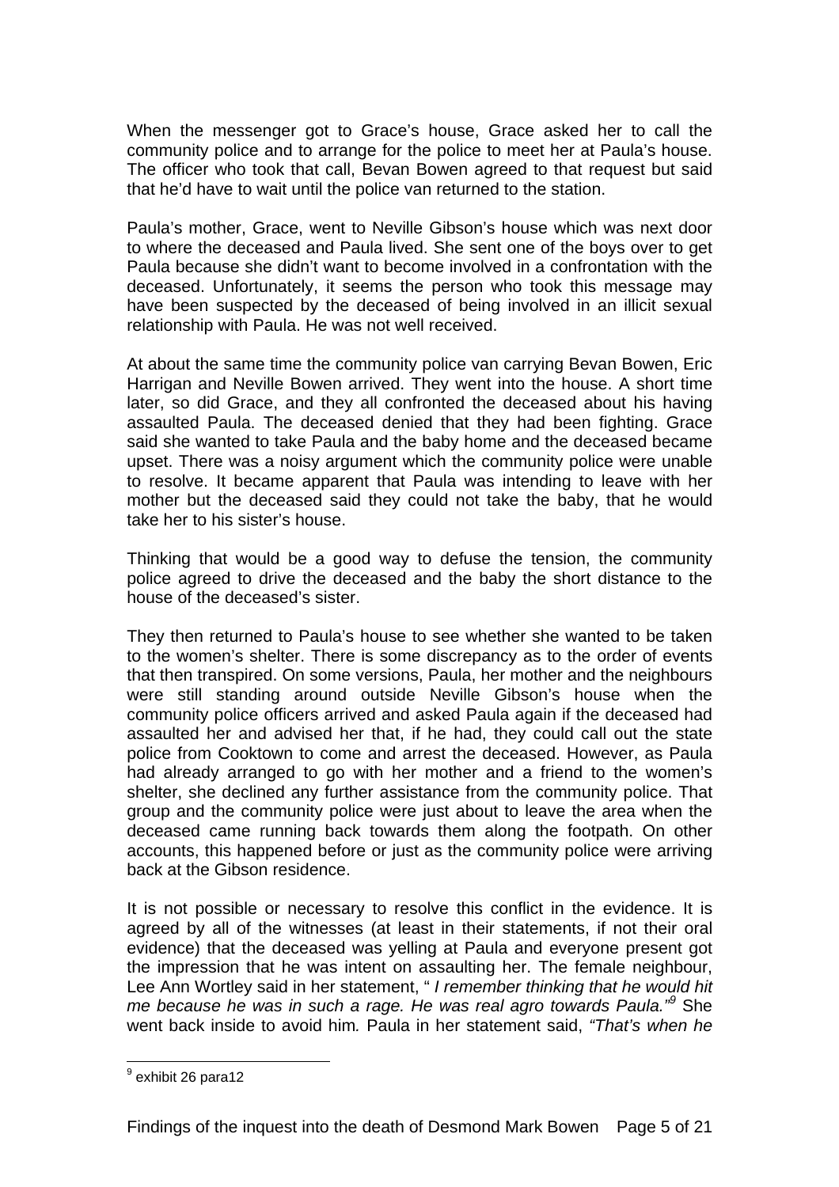When the messenger got to Grace's house, Grace asked her to call the community police and to arrange for the police to meet her at Paula's house. The officer who took that call, Bevan Bowen agreed to that request but said that he'd have to wait until the police van returned to the station.

Paula's mother, Grace, went to Neville Gibson's house which was next door to where the deceased and Paula lived. She sent one of the boys over to get Paula because she didn't want to become involved in a confrontation with the deceased. Unfortunately, it seems the person who took this message may have been suspected by the deceased of being involved in an illicit sexual relationship with Paula. He was not well received.

At about the same time the community police van carrying Bevan Bowen, Eric Harrigan and Neville Bowen arrived. They went into the house. A short time later, so did Grace, and they all confronted the deceased about his having assaulted Paula. The deceased denied that they had been fighting. Grace said she wanted to take Paula and the baby home and the deceased became upset. There was a noisy argument which the community police were unable to resolve. It became apparent that Paula was intending to leave with her mother but the deceased said they could not take the baby, that he would take her to his sister's house.

Thinking that would be a good way to defuse the tension, the community police agreed to drive the deceased and the baby the short distance to the house of the deceased's sister.

They then returned to Paula's house to see whether she wanted to be taken to the women's shelter. There is some discrepancy as to the order of events that then transpired. On some versions, Paula, her mother and the neighbours were still standing around outside Neville Gibson's house when the community police officers arrived and asked Paula again if the deceased had assaulted her and advised her that, if he had, they could call out the state police from Cooktown to come and arrest the deceased. However, as Paula had already arranged to go with her mother and a friend to the women's shelter, she declined any further assistance from the community police. That group and the community police were just about to leave the area when the deceased came running back towards them along the footpath. On other accounts, this happened before or just as the community police were arriving back at the Gibson residence.

It is not possible or necessary to resolve this conflict in the evidence. It is agreed by all of the witnesses (at least in their statements, if not their oral evidence) that the deceased was yelling at Paula and everyone present got the impression that he was intent on assaulting her. The female neighbour, Lee Ann Wortley said in her statement, " *I remember thinking that he would hit me because he was in such a rage. He was real agro towards Paula."*[9] She went back inside to avoid him. Paula in her statement said, *"That's when he*

[9] exhibit 26 para12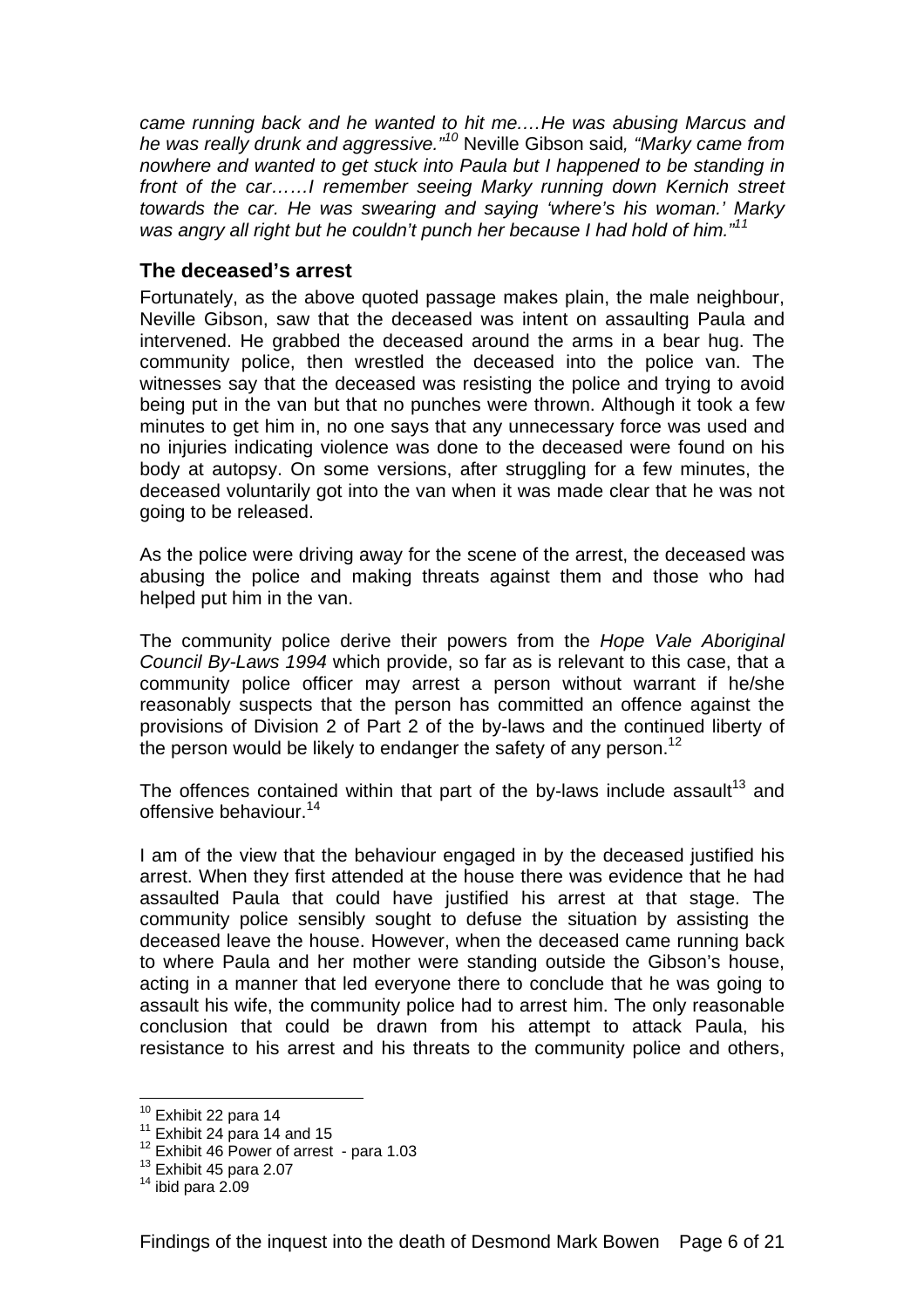*came running back and he wanted to hit me.…He was abusing Marcus and he was really drunk and aggressive."*[10] Neville Gibson said*, "Marky came from nowhere and wanted to get stuck into Paula but I happened to be standing in front of the car……I remember seeing Marky running down Kernich street towards the car. He was swearing and saying 'where's his woman.' Marky was angry all right but he couldn't punch her because I had hold of him."*[11]

## The deceased's arrest

Fortunately, as the above quoted passage makes plain, the male neighbour, Neville Gibson, saw that the deceased was intent on assaulting Paula and intervened. He grabbed the deceased around the arms in a bear hug. The community police, then wrestled the deceased into the police van. The witnesses say that the deceased was resisting the police and trying to avoid being put in the van but that no punches were thrown. Although it took a few minutes to get him in, no one says that any unnecessary force was used and no injuries indicating violence was done to the deceased were found on his body at autopsy. On some versions, after struggling for a few minutes, the deceased voluntarily got into the van when it was made clear that he was not going to be released.

As the police were driving away for the scene of the arrest, the deceased was abusing the police and making threats against them and those who had helped put him in the van.

The community police derive their powers from the *Hope Vale Aboriginal Council By-Laws 1994* which provide, so far as is relevant to this case, that a community police officer may arrest a person without warrant if he/she reasonably suspects that the person has committed an offence against the provisions of Division 2 of Part 2 of the by-laws and the continued liberty of the person would be likely to endanger the safety of any person.[12]

The offences contained within that part of the by-laws include assault[13] and offensive behaviour.[14]

I am of the view that the behaviour engaged in by the deceased justified his arrest. When they first attended at the house there was evidence that he had assaulted Paula that could have justified his arrest at that stage. The community police sensibly sought to defuse the situation by assisting the deceased leave the house. However, when the deceased came running back to where Paula and her mother were standing outside the Gibson's house, acting in a manner that led everyone there to conclude that he was going to assault his wife, the community police had to arrest him. The only reasonable conclusion that could be drawn from his attempt to attack Paula, his resistance to his arrest and his threats to the community police and others,

---

[10] Exhibit 22 para 14
[11] Exhibit 24 para 14 and 15
[12] Exhibit 46 Power of arrest - para 1.03
[13] Exhibit 45 para 2.07
[14] ibid para 2.09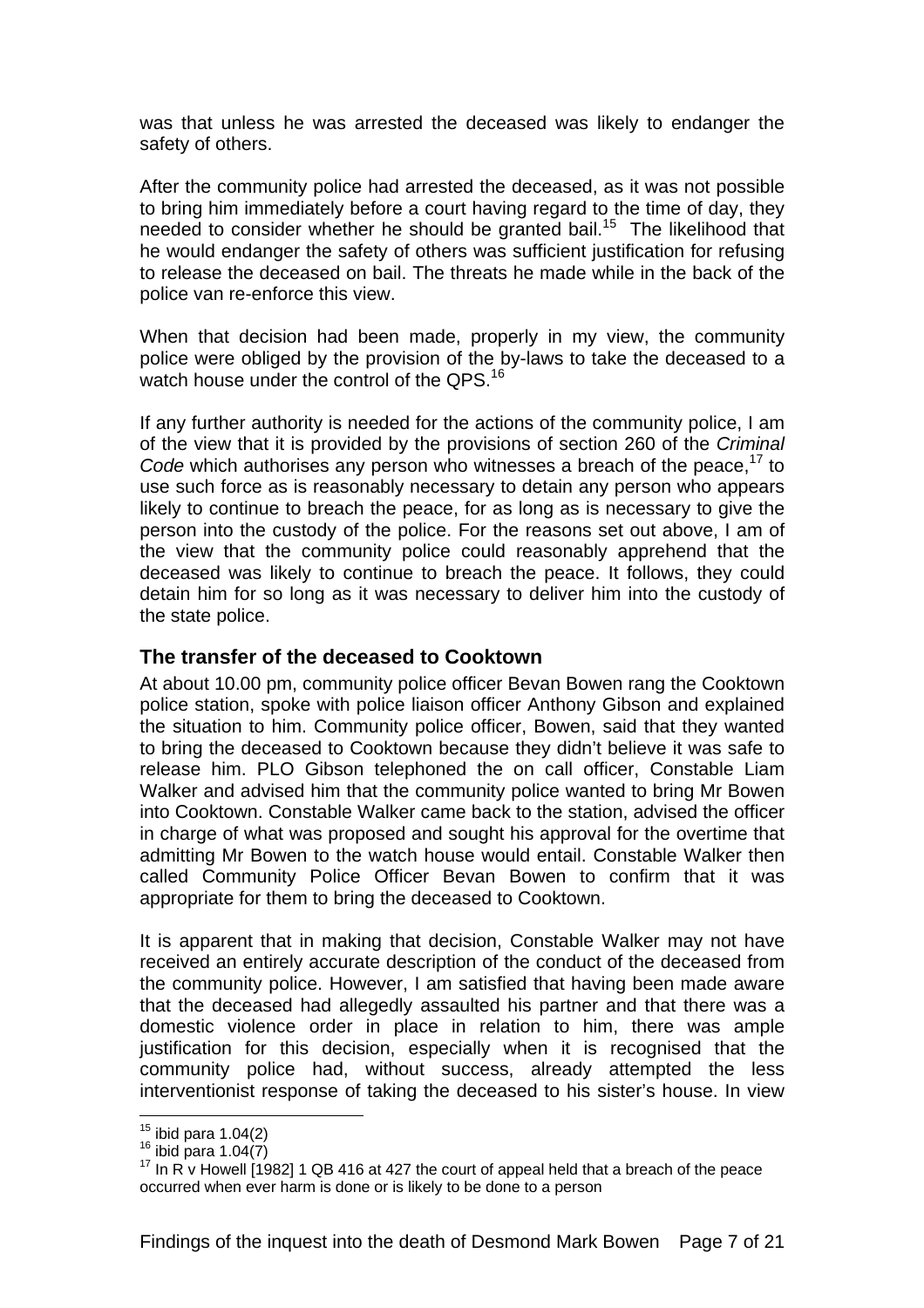was that unless he was arrested the deceased was likely to endanger the safety of others.

After the community police had arrested the deceased, as it was not possible to bring him immediately before a court having regard to the time of day, they needed to consider whether he should be granted bail.[15] The likelihood that he would endanger the safety of others was sufficient justification for refusing to release the deceased on bail. The threats he made while in the back of the police van re-enforce this view.

When that decision had been made, properly in my view, the community police were obliged by the provision of the by-laws to take the deceased to a watch house under the control of the QPS.[16]

If any further authority is needed for the actions of the community police, I am of the view that it is provided by the provisions of section 260 of the *Criminal Code* which authorises any person who witnesses a breach of the peace,[17] to use such force as is reasonably necessary to detain any person who appears likely to continue to breach the peace, for as long as is necessary to give the person into the custody of the police. For the reasons set out above, I am of the view that the community police could reasonably apprehend that the deceased was likely to continue to breach the peace. It follows, they could detain him for so long as it was necessary to deliver him into the custody of the state police.

## The transfer of the deceased to Cooktown

At about 10.00 pm, community police officer Bevan Bowen rang the Cooktown police station, spoke with police liaison officer Anthony Gibson and explained the situation to him. Community police officer, Bowen, said that they wanted to bring the deceased to Cooktown because they didn't believe it was safe to release him. PLO Gibson telephoned the on call officer, Constable Liam Walker and advised him that the community police wanted to bring Mr Bowen into Cooktown. Constable Walker came back to the station, advised the officer in charge of what was proposed and sought his approval for the overtime that admitting Mr Bowen to the watch house would entail. Constable Walker then called Community Police Officer Bevan Bowen to confirm that it was appropriate for them to bring the deceased to Cooktown.

It is apparent that in making that decision, Constable Walker may not have received an entirely accurate description of the conduct of the deceased from the community police. However, I am satisfied that having been made aware that the deceased had allegedly assaulted his partner and that there was a domestic violence order in place in relation to him, there was ample justification for this decision, especially when it is recognised that the community police had, without success, already attempted the less interventionist response of taking the deceased to his sister's house. In view

---

[15] ibid para 1.04(2)

[16] ibid para 1.04(7)

[17] In R v Howell [1982] 1 QB 416 at 427 the court of appeal held that a breach of the peace occurred when ever harm is done or is likely to be done to a person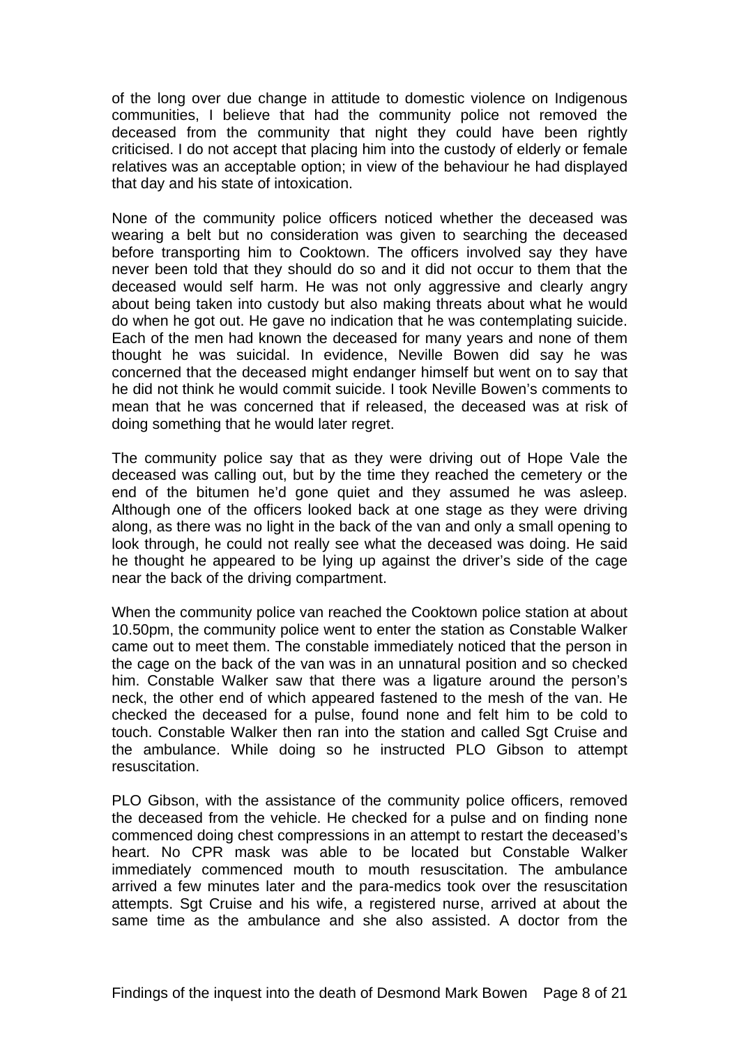of the long over due change in attitude to domestic violence on Indigenous communities, I believe that had the community police not removed the deceased from the community that night they could have been rightly criticised. I do not accept that placing him into the custody of elderly or female relatives was an acceptable option; in view of the behaviour he had displayed that day and his state of intoxication.

None of the community police officers noticed whether the deceased was wearing a belt but no consideration was given to searching the deceased before transporting him to Cooktown. The officers involved say they have never been told that they should do so and it did not occur to them that the deceased would self harm. He was not only aggressive and clearly angry about being taken into custody but also making threats about what he would do when he got out. He gave no indication that he was contemplating suicide. Each of the men had known the deceased for many years and none of them thought he was suicidal. In evidence, Neville Bowen did say he was concerned that the deceased might endanger himself but went on to say that he did not think he would commit suicide. I took Neville Bowen's comments to mean that he was concerned that if released, the deceased was at risk of doing something that he would later regret.

The community police say that as they were driving out of Hope Vale the deceased was calling out, but by the time they reached the cemetery or the end of the bitumen he'd gone quiet and they assumed he was asleep. Although one of the officers looked back at one stage as they were driving along, as there was no light in the back of the van and only a small opening to look through, he could not really see what the deceased was doing. He said he thought he appeared to be lying up against the driver's side of the cage near the back of the driving compartment.

When the community police van reached the Cooktown police station at about 10.50pm, the community police went to enter the station as Constable Walker came out to meet them. The constable immediately noticed that the person in the cage on the back of the van was in an unnatural position and so checked him. Constable Walker saw that there was a ligature around the person's neck, the other end of which appeared fastened to the mesh of the van. He checked the deceased for a pulse, found none and felt him to be cold to touch. Constable Walker then ran into the station and called Sgt Cruise and the ambulance. While doing so he instructed PLO Gibson to attempt resuscitation.

PLO Gibson, with the assistance of the community police officers, removed the deceased from the vehicle. He checked for a pulse and on finding none commenced doing chest compressions in an attempt to restart the deceased's heart. No CPR mask was able to be located but Constable Walker immediately commenced mouth to mouth resuscitation. The ambulance arrived a few minutes later and the para-medics took over the resuscitation attempts. Sgt Cruise and his wife, a registered nurse, arrived at about the same time as the ambulance and she also assisted. A doctor from the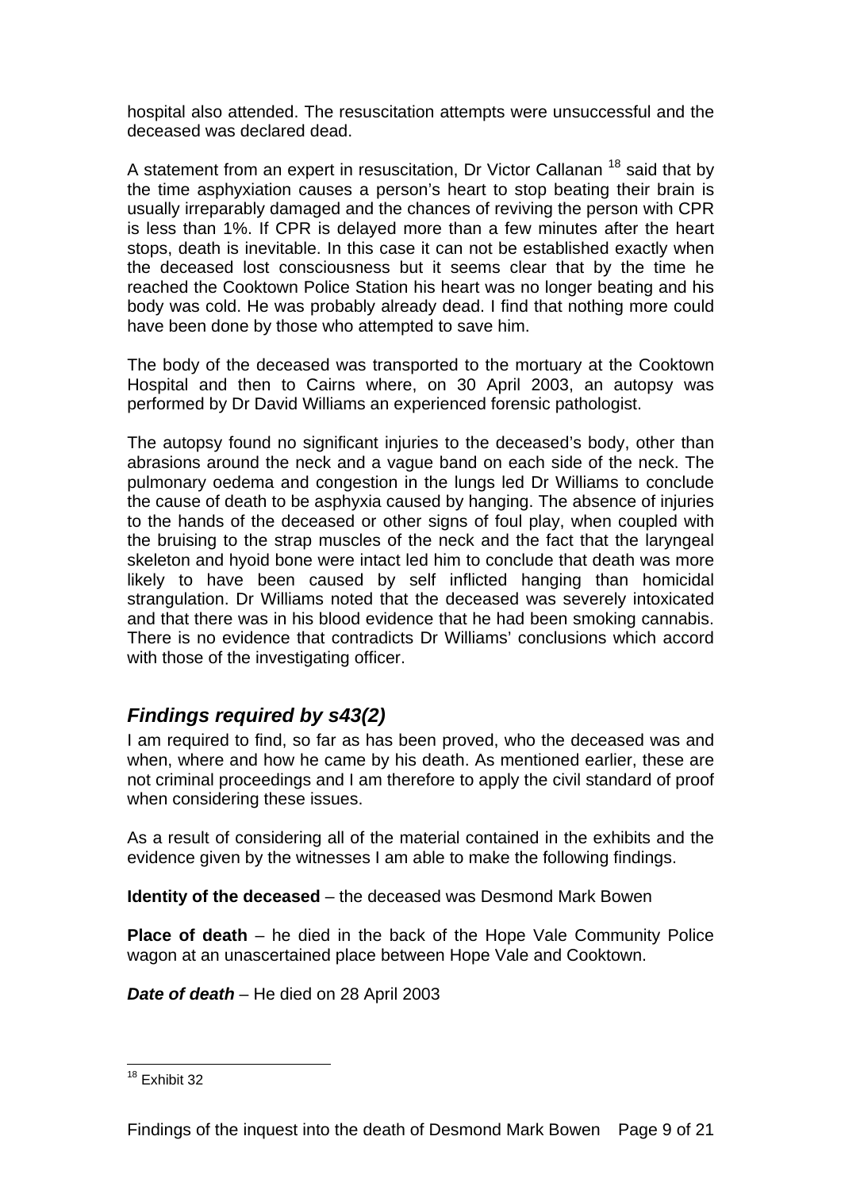hospital also attended. The resuscitation attempts were unsuccessful and the deceased was declared dead.

A statement from an expert in resuscitation, Dr Victor Callanan [18] said that by the time asphyxiation causes a person's heart to stop beating their brain is usually irreparably damaged and the chances of reviving the person with CPR is less than 1%. If CPR is delayed more than a few minutes after the heart stops, death is inevitable. In this case it can not be established exactly when the deceased lost consciousness but it seems clear that by the time he reached the Cooktown Police Station his heart was no longer beating and his body was cold. He was probably already dead. I find that nothing more could have been done by those who attempted to save him.

The body of the deceased was transported to the mortuary at the Cooktown Hospital and then to Cairns where, on 30 April 2003, an autopsy was performed by Dr David Williams an experienced forensic pathologist.

The autopsy found no significant injuries to the deceased's body, other than abrasions around the neck and a vague band on each side of the neck. The pulmonary oedema and congestion in the lungs led Dr Williams to conclude the cause of death to be asphyxia caused by hanging. The absence of injuries to the hands of the deceased or other signs of foul play, when coupled with the bruising to the strap muscles of the neck and the fact that the laryngeal skeleton and hyoid bone were intact led him to conclude that death was more likely to have been caused by self inflicted hanging than homicidal strangulation. Dr Williams noted that the deceased was severely intoxicated and that there was in his blood evidence that he had been smoking cannabis. There is no evidence that contradicts Dr Williams' conclusions which accord with those of the investigating officer.

## *Findings required by s43(2)*

I am required to find, so far as has been proved, who the deceased was and when, where and how he came by his death. As mentioned earlier, these are not criminal proceedings and I am therefore to apply the civil standard of proof when considering these issues.

As a result of considering all of the material contained in the exhibits and the evidence given by the witnesses I am able to make the following findings.

**Identity of the deceased** – the deceased was Desmond Mark Bowen

**Place of death** – he died in the back of the Hope Vale Community Police wagon at an unascertained place between Hope Vale and Cooktown.

***Date of death*** – He died on 28 April 2003

---

[18] Exhibit 32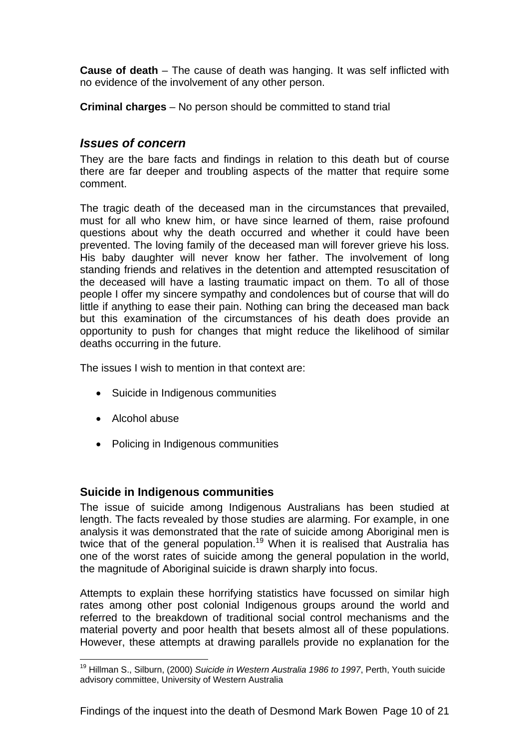**Cause of death** – The cause of death was hanging. It was self inflicted with no evidence of the involvement of any other person.

**Criminal charges** – No person should be committed to stand trial

## *Issues of concern*

They are the bare facts and findings in relation to this death but of course there are far deeper and troubling aspects of the matter that require some comment.

The tragic death of the deceased man in the circumstances that prevailed, must for all who knew him, or have since learned of them, raise profound questions about why the death occurred and whether it could have been prevented. The loving family of the deceased man will forever grieve his loss. His baby daughter will never know her father. The involvement of long standing friends and relatives in the detention and attempted resuscitation of the deceased will have a lasting traumatic impact on them. To all of those people I offer my sincere sympathy and condolences but of course that will do little if anything to ease their pain. Nothing can bring the deceased man back but this examination of the circumstances of his death does provide an opportunity to push for changes that might reduce the likelihood of similar deaths occurring in the future.

The issues I wish to mention in that context are:

- Suicide in Indigenous communities
- Alcohol abuse
- Policing in Indigenous communities

### Suicide in Indigenous communities

The issue of suicide among Indigenous Australians has been studied at length. The facts revealed by those studies are alarming. For example, in one analysis it was demonstrated that the rate of suicide among Aboriginal men is twice that of the general population.[19] When it is realised that Australia has one of the worst rates of suicide among the general population in the world, the magnitude of Aboriginal suicide is drawn sharply into focus.

Attempts to explain these horrifying statistics have focussed on similar high rates among other post colonial Indigenous groups around the world and referred to the breakdown of traditional social control mechanisms and the material poverty and poor health that besets almost all of these populations. However, these attempts at drawing parallels provide no explanation for the

---

[19] Hillman S., Silburn, (2000) *Suicide in Western Australia 1986 to 1997*, Perth, Youth suicide advisory committee, University of Western Australia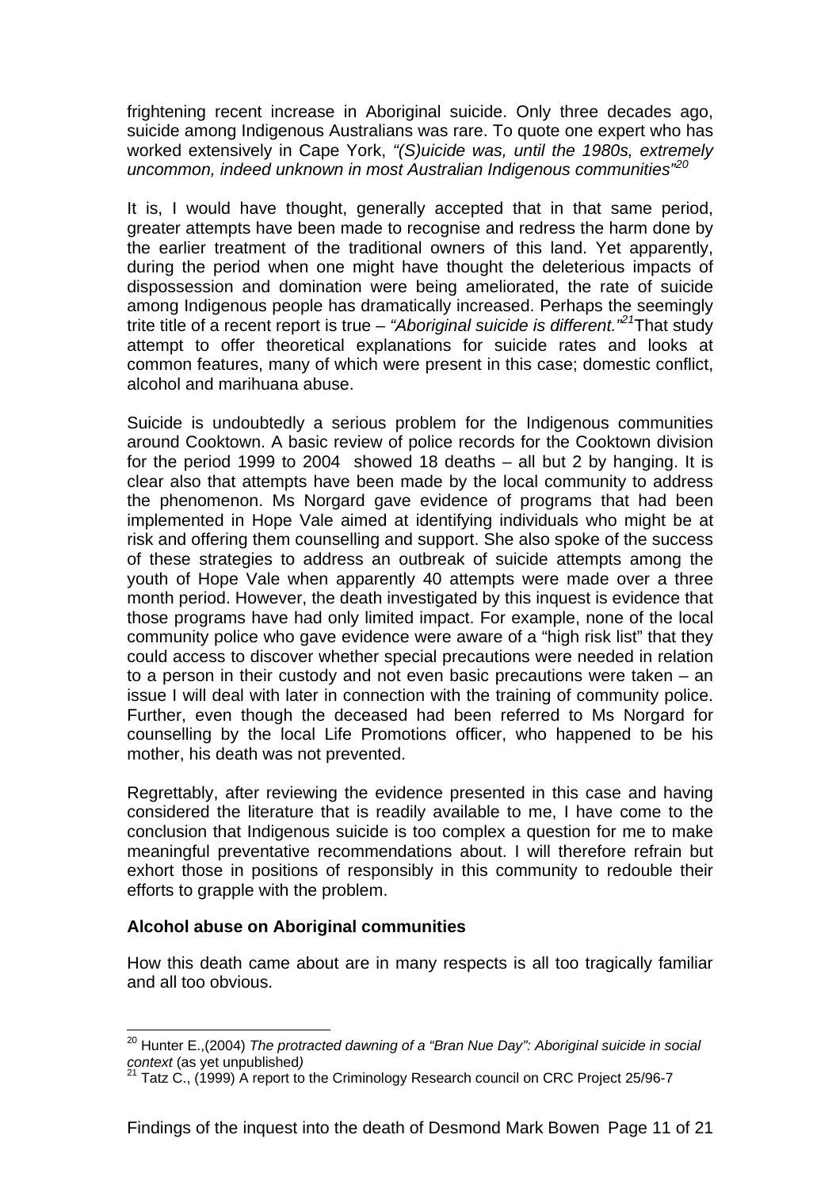frightening recent increase in Aboriginal suicide. Only three decades ago, suicide among Indigenous Australians was rare. To quote one expert who has worked extensively in Cape York, *"(S)uicide was, until the 1980s, extremely uncommon, indeed unknown in most Australian Indigenous communities"*[20]

It is, I would have thought, generally accepted that in that same period, greater attempts have been made to recognise and redress the harm done by the earlier treatment of the traditional owners of this land. Yet apparently, during the period when one might have thought the deleterious impacts of dispossession and domination were being ameliorated, the rate of suicide among Indigenous people has dramatically increased. Perhaps the seemingly trite title of a recent report is true – *"Aboriginal suicide is different."*[21] That study attempt to offer theoretical explanations for suicide rates and looks at common features, many of which were present in this case; domestic conflict, alcohol and marihuana abuse.

Suicide is undoubtedly a serious problem for the Indigenous communities around Cooktown. A basic review of police records for the Cooktown division for the period 1999 to 2004 showed 18 deaths – all but 2 by hanging. It is clear also that attempts have been made by the local community to address the phenomenon. Ms Norgard gave evidence of programs that had been implemented in Hope Vale aimed at identifying individuals who might be at risk and offering them counselling and support. She also spoke of the success of these strategies to address an outbreak of suicide attempts among the youth of Hope Vale when apparently 40 attempts were made over a three month period. However, the death investigated by this inquest is evidence that those programs have had only limited impact. For example, none of the local community police who gave evidence were aware of a "high risk list" that they could access to discover whether special precautions were needed in relation to a person in their custody and not even basic precautions were taken – an issue I will deal with later in connection with the training of community police. Further, even though the deceased had been referred to Ms Norgard for counselling by the local Life Promotions officer, who happened to be his mother, his death was not prevented.

Regrettably, after reviewing the evidence presented in this case and having considered the literature that is readily available to me, I have come to the conclusion that Indigenous suicide is too complex a question for me to make meaningful preventative recommendations about. I will therefore refrain but exhort those in positions of responsibly in this community to redouble their efforts to grapple with the problem.

**Alcohol abuse on Aboriginal communities**

How this death came about are in many respects is all too tragically familiar and all too obvious.

---

[20] Hunter E.,(2004) *The protracted dawning of a "Bran Nue Day": Aboriginal suicide in social context* (as yet unpublished*)*

[21] Tatz C., (1999) A report to the Criminology Research council on CRC Project 25/96-7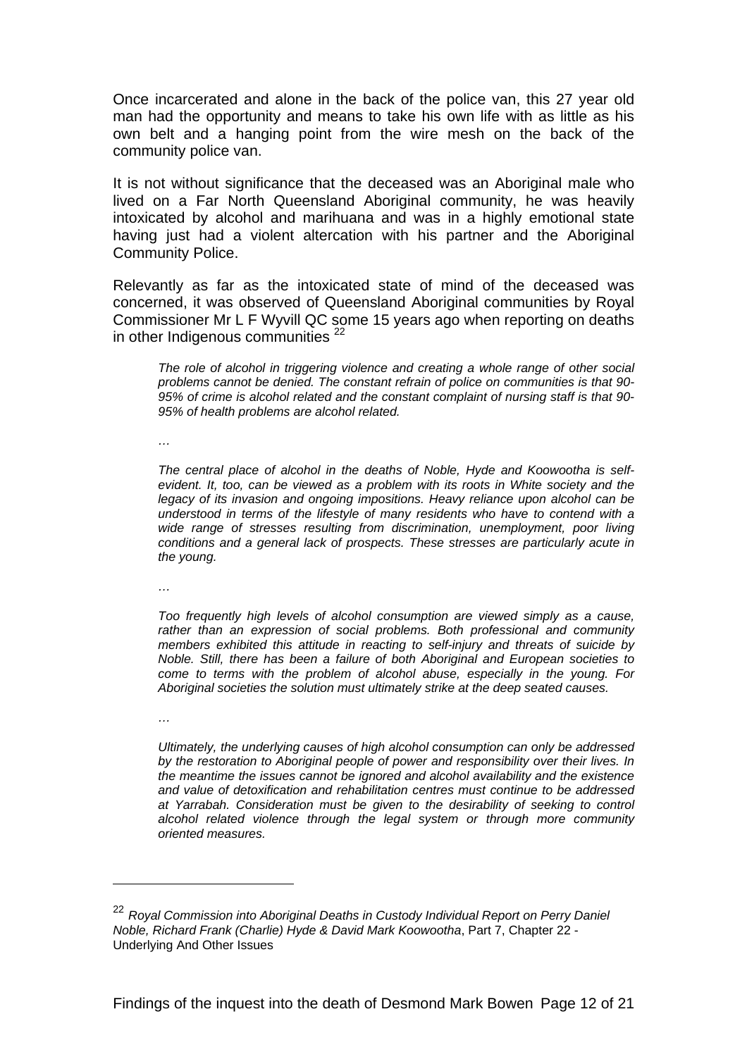Once incarcerated and alone in the back of the police van, this 27 year old man had the opportunity and means to take his own life with as little as his own belt and a hanging point from the wire mesh on the back of the community police van.

It is not without significance that the deceased was an Aboriginal male who lived on a Far North Queensland Aboriginal community, he was heavily intoxicated by alcohol and marihuana and was in a highly emotional state having just had a violent altercation with his partner and the Aboriginal Community Police.

Relevantly as far as the intoxicated state of mind of the deceased was concerned, it was observed of Queensland Aboriginal communities by Royal Commissioner Mr L F Wyvill QC some 15 years ago when reporting on deaths in other Indigenous communities [22]

> *The role of alcohol in triggering violence and creating a whole range of other social problems cannot be denied. The constant refrain of police on communities is that 90-95% of crime is alcohol related and the constant complaint of nursing staff is that 90-95% of health problems are alcohol related.*
>
> *…*
>
> *The central place of alcohol in the deaths of Noble, Hyde and Koowootha is self-evident. It, too, can be viewed as a problem with its roots in White society and the legacy of its invasion and ongoing impositions. Heavy reliance upon alcohol can be understood in terms of the lifestyle of many residents who have to contend with a wide range of stresses resulting from discrimination, unemployment, poor living conditions and a general lack of prospects. These stresses are particularly acute in the young.*
>
> *…*
>
> *Too frequently high levels of alcohol consumption are viewed simply as a cause, rather than an expression of social problems. Both professional and community members exhibited this attitude in reacting to self-injury and threats of suicide by Noble. Still, there has been a failure of both Aboriginal and European societies to come to terms with the problem of alcohol abuse, especially in the young. For Aboriginal societies the solution must ultimately strike at the deep seated causes.*
>
> *…*
>
> *Ultimately, the underlying causes of high alcohol consumption can only be addressed by the restoration to Aboriginal people of power and responsibility over their lives. In the meantime the issues cannot be ignored and alcohol availability and the existence and value of detoxification and rehabilitation centres must continue to be addressed at Yarrabah. Consideration must be given to the desirability of seeking to control alcohol related violence through the legal system or through more community oriented measures.*

---

[22] *Royal Commission into Aboriginal Deaths in Custody Individual Report on Perry Daniel Noble, Richard Frank (Charlie) Hyde & David Mark Koowootha*, Part 7, Chapter 22 - Underlying And Other Issues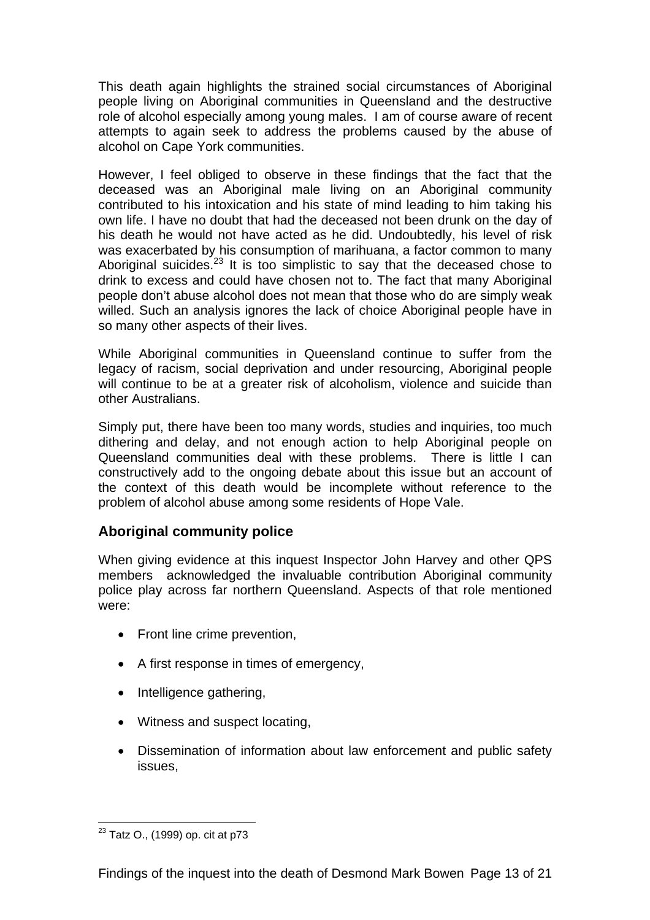This death again highlights the strained social circumstances of Aboriginal people living on Aboriginal communities in Queensland and the destructive role of alcohol especially among young males. I am of course aware of recent attempts to again seek to address the problems caused by the abuse of alcohol on Cape York communities.

However, I feel obliged to observe in these findings that the fact that the deceased was an Aboriginal male living on an Aboriginal community contributed to his intoxication and his state of mind leading to him taking his own life. I have no doubt that had the deceased not been drunk on the day of his death he would not have acted as he did. Undoubtedly, his level of risk was exacerbated by his consumption of marihuana, a factor common to many Aboriginal suicides.[23] It is too simplistic to say that the deceased chose to drink to excess and could have chosen not to. The fact that many Aboriginal people don't abuse alcohol does not mean that those who do are simply weak willed. Such an analysis ignores the lack of choice Aboriginal people have in so many other aspects of their lives.

While Aboriginal communities in Queensland continue to suffer from the legacy of racism, social deprivation and under resourcing, Aboriginal people will continue to be at a greater risk of alcoholism, violence and suicide than other Australians.

Simply put, there have been too many words, studies and inquiries, too much dithering and delay, and not enough action to help Aboriginal people on Queensland communities deal with these problems. There is little I can constructively add to the ongoing debate about this issue but an account of the context of this death would be incomplete without reference to the problem of alcohol abuse among some residents of Hope Vale.

## Aboriginal community police

When giving evidence at this inquest Inspector John Harvey and other QPS members acknowledged the invaluable contribution Aboriginal community police play across far northern Queensland. Aspects of that role mentioned were:

- Front line crime prevention,
- A first response in times of emergency,
- Intelligence gathering,
- Witness and suspect locating,
- Dissemination of information about law enforcement and public safety issues,

[23] Tatz O., (1999) op. cit at p73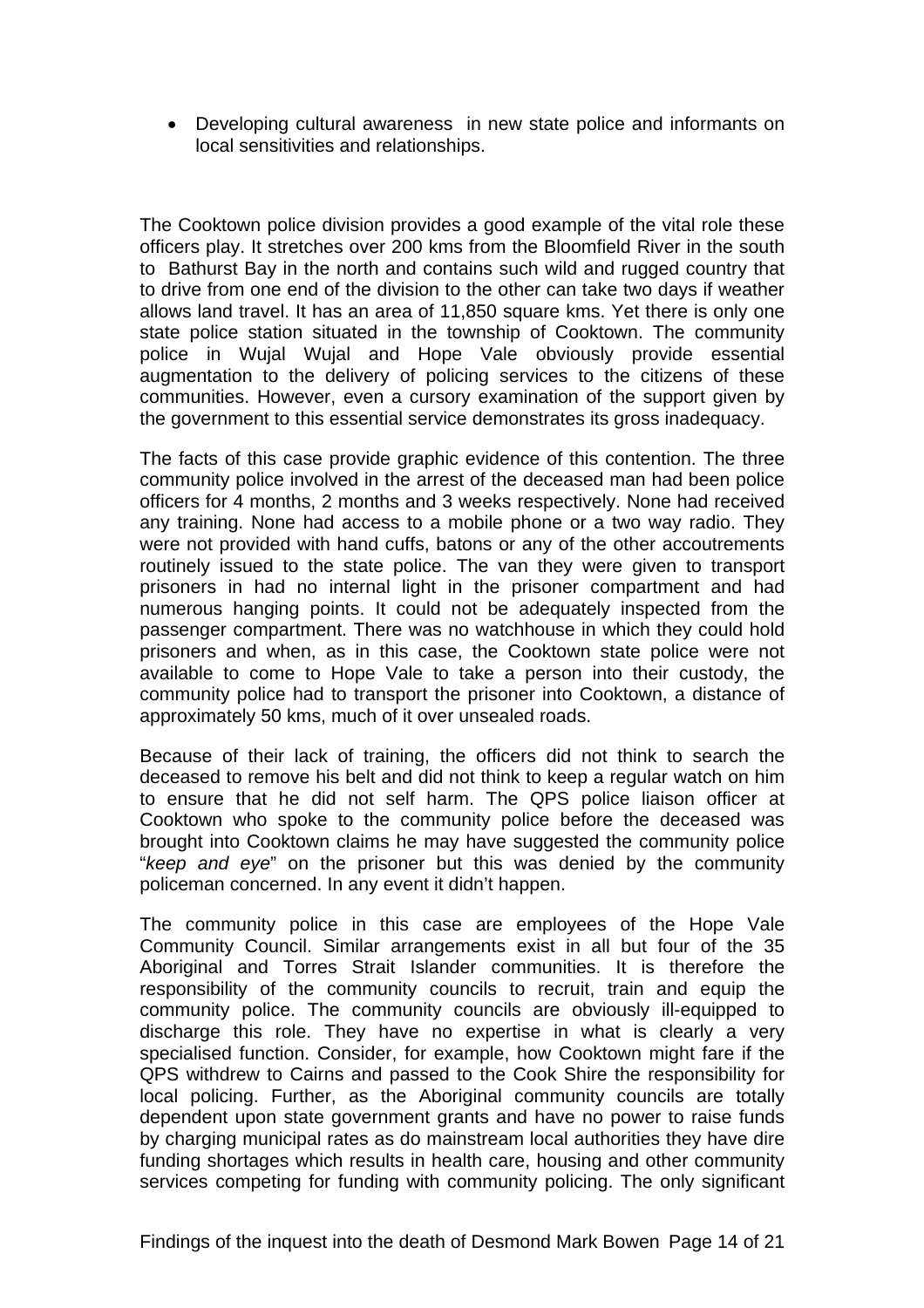- Developing cultural awareness in new state police and informants on local sensitivities and relationships.

The Cooktown police division provides a good example of the vital role these officers play. It stretches over 200 kms from the Bloomfield River in the south to Bathurst Bay in the north and contains such wild and rugged country that to drive from one end of the division to the other can take two days if weather allows land travel. It has an area of 11,850 square kms. Yet there is only one state police station situated in the township of Cooktown. The community police in Wujal Wujal and Hope Vale obviously provide essential augmentation to the delivery of policing services to the citizens of these communities. However, even a cursory examination of the support given by the government to this essential service demonstrates its gross inadequacy.

The facts of this case provide graphic evidence of this contention. The three community police involved in the arrest of the deceased man had been police officers for 4 months, 2 months and 3 weeks respectively. None had received any training. None had access to a mobile phone or a two way radio. They were not provided with hand cuffs, batons or any of the other accoutrements routinely issued to the state police. The van they were given to transport prisoners in had no internal light in the prisoner compartment and had numerous hanging points. It could not be adequately inspected from the passenger compartment. There was no watchhouse in which they could hold prisoners and when, as in this case, the Cooktown state police were not available to come to Hope Vale to take a person into their custody, the community police had to transport the prisoner into Cooktown, a distance of approximately 50 kms, much of it over unsealed roads.

Because of their lack of training, the officers did not think to search the deceased to remove his belt and did not think to keep a regular watch on him to ensure that he did not self harm. The QPS police liaison officer at Cooktown who spoke to the community police before the deceased was brought into Cooktown claims he may have suggested the community police "*keep and eye*" on the prisoner but this was denied by the community policeman concerned. In any event it didn't happen.

The community police in this case are employees of the Hope Vale Community Council. Similar arrangements exist in all but four of the 35 Aboriginal and Torres Strait Islander communities. It is therefore the responsibility of the community councils to recruit, train and equip the community police. The community councils are obviously ill-equipped to discharge this role. They have no expertise in what is clearly a very specialised function. Consider, for example, how Cooktown might fare if the QPS withdrew to Cairns and passed to the Cook Shire the responsibility for local policing. Further, as the Aboriginal community councils are totally dependent upon state government grants and have no power to raise funds by charging municipal rates as do mainstream local authorities they have dire funding shortages which results in health care, housing and other community services competing for funding with community policing. The only significant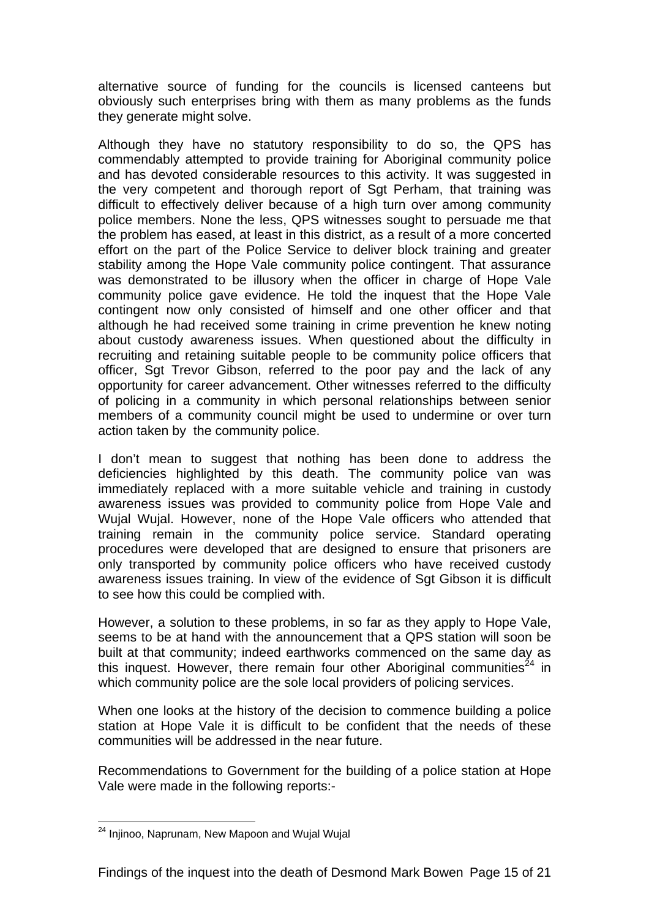alternative source of funding for the councils is licensed canteens but obviously such enterprises bring with them as many problems as the funds they generate might solve.

Although they have no statutory responsibility to do so, the QPS has commendably attempted to provide training for Aboriginal community police and has devoted considerable resources to this activity. It was suggested in the very competent and thorough report of Sgt Perham, that training was difficult to effectively deliver because of a high turn over among community police members. None the less, QPS witnesses sought to persuade me that the problem has eased, at least in this district, as a result of a more concerted effort on the part of the Police Service to deliver block training and greater stability among the Hope Vale community police contingent. That assurance was demonstrated to be illusory when the officer in charge of Hope Vale community police gave evidence. He told the inquest that the Hope Vale contingent now only consisted of himself and one other officer and that although he had received some training in crime prevention he knew noting about custody awareness issues. When questioned about the difficulty in recruiting and retaining suitable people to be community police officers that officer, Sgt Trevor Gibson, referred to the poor pay and the lack of any opportunity for career advancement. Other witnesses referred to the difficulty of policing in a community in which personal relationships between senior members of a community council might be used to undermine or over turn action taken by the community police.

I don't mean to suggest that nothing has been done to address the deficiencies highlighted by this death. The community police van was immediately replaced with a more suitable vehicle and training in custody awareness issues was provided to community police from Hope Vale and Wujal Wujal. However, none of the Hope Vale officers who attended that training remain in the community police service. Standard operating procedures were developed that are designed to ensure that prisoners are only transported by community police officers who have received custody awareness issues training. In view of the evidence of Sgt Gibson it is difficult to see how this could be complied with.

However, a solution to these problems, in so far as they apply to Hope Vale, seems to be at hand with the announcement that a QPS station will soon be built at that community; indeed earthworks commenced on the same day as this inquest. However, there remain four other Aboriginal communities[24] in which community police are the sole local providers of policing services.

When one looks at the history of the decision to commence building a police station at Hope Vale it is difficult to be confident that the needs of these communities will be addressed in the near future.

Recommendations to Government for the building of a police station at Hope Vale were made in the following reports:-

---

[24] Injinoo, Naprunam, New Mapoon and Wujal Wujal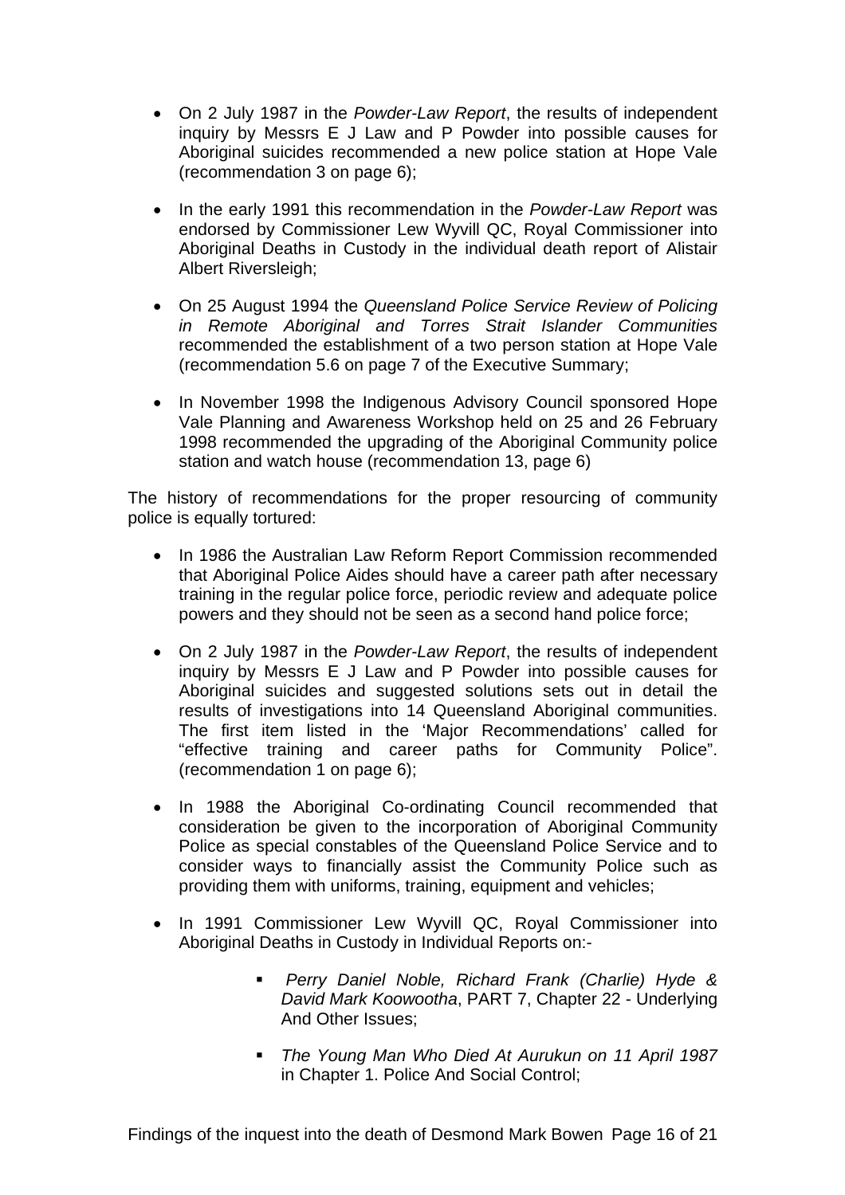- On 2 July 1987 in the *Powder-Law Report*, the results of independent inquiry by Messrs E J Law and P Powder into possible causes for Aboriginal suicides recommended a new police station at Hope Vale (recommendation 3 on page 6);

- In the early 1991 this recommendation in the *Powder-Law Report* was endorsed by Commissioner Lew Wyvill QC, Royal Commissioner into Aboriginal Deaths in Custody in the individual death report of Alistair Albert Riversleigh;

- On 25 August 1994 the *Queensland Police Service Review of Policing in Remote Aboriginal and Torres Strait Islander Communities* recommended the establishment of a two person station at Hope Vale (recommendation 5.6 on page 7 of the Executive Summary;

- In November 1998 the Indigenous Advisory Council sponsored Hope Vale Planning and Awareness Workshop held on 25 and 26 February 1998 recommended the upgrading of the Aboriginal Community police station and watch house (recommendation 13, page 6)

The history of recommendations for the proper resourcing of community police is equally tortured:

- In 1986 the Australian Law Reform Report Commission recommended that Aboriginal Police Aides should have a career path after necessary training in the regular police force, periodic review and adequate police powers and they should not be seen as a second hand police force;

- On 2 July 1987 in the *Powder-Law Report*, the results of independent inquiry by Messrs E J Law and P Powder into possible causes for Aboriginal suicides and suggested solutions sets out in detail the results of investigations into 14 Queensland Aboriginal communities. The first item listed in the 'Major Recommendations' called for "effective training and career paths for Community Police". (recommendation 1 on page 6);

- In 1988 the Aboriginal Co-ordinating Council recommended that consideration be given to the incorporation of Aboriginal Community Police as special constables of the Queensland Police Service and to consider ways to financially assist the Community Police such as providing them with uniforms, training, equipment and vehicles;

- In 1991 Commissioner Lew Wyvill QC, Royal Commissioner into Aboriginal Deaths in Custody in Individual Reports on:-

    - *Perry Daniel Noble, Richard Frank (Charlie) Hyde & David Mark Koowootha*, PART 7, Chapter 22 - Underlying And Other Issues;

    - *The Young Man Who Died At Aurukun on 11 April 1987* in Chapter 1. Police And Social Control;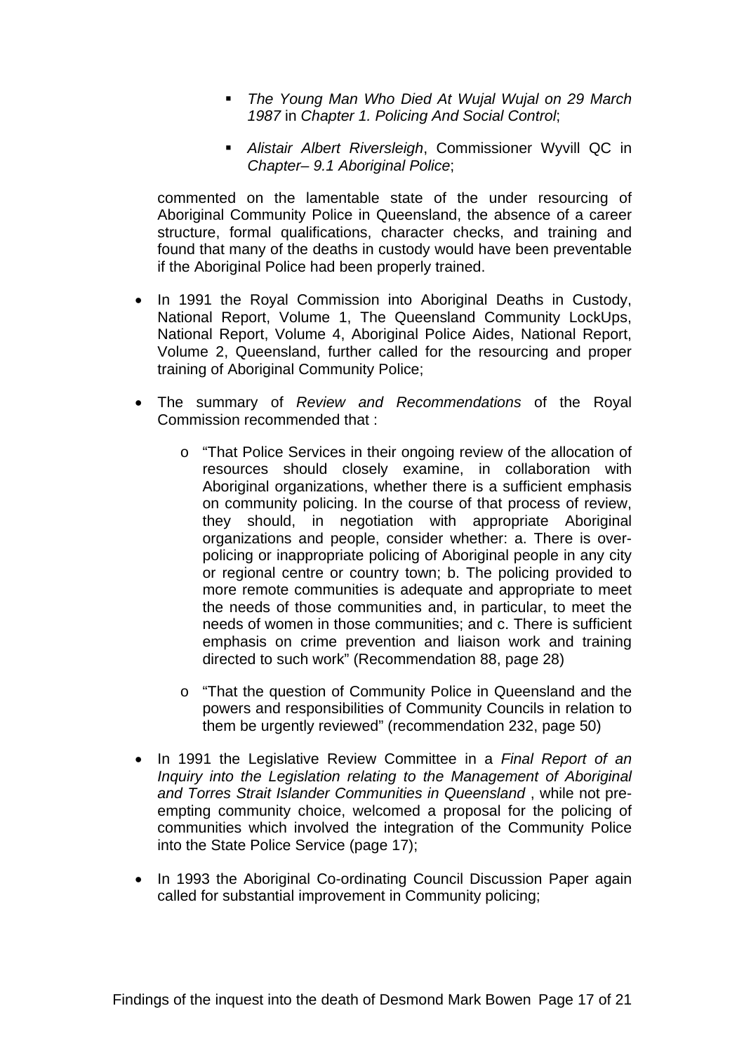- *The Young Man Who Died At Wujal Wujal on 29 March 1987* in *Chapter 1. Policing And Social Control*;

  - *Alistair Albert Riversleigh*, Commissioner Wyvill QC in *Chapter– 9.1 Aboriginal Police*;

  commented on the lamentable state of the under resourcing of Aboriginal Community Police in Queensland, the absence of a career structure, formal qualifications, character checks, and training and found that many of the deaths in custody would have been preventable if the Aboriginal Police had been properly trained.

- In 1991 the Royal Commission into Aboriginal Deaths in Custody, National Report, Volume 1, The Queensland Community LockUps, National Report, Volume 4, Aboriginal Police Aides, National Report, Volume 2, Queensland, further called for the resourcing and proper training of Aboriginal Community Police;

- The summary of *Review and Recommendations* of the Royal Commission recommended that :

  - "That Police Services in their ongoing review of the allocation of resources should closely examine, in collaboration with Aboriginal organizations, whether there is a sufficient emphasis on community policing. In the course of that process of review, they should, in negotiation with appropriate Aboriginal organizations and people, consider whether: a. There is over-policing or inappropriate policing of Aboriginal people in any city or regional centre or country town; b. The policing provided to more remote communities is adequate and appropriate to meet the needs of those communities and, in particular, to meet the needs of women in those communities; and c. There is sufficient emphasis on crime prevention and liaison work and training directed to such work" (Recommendation 88, page 28)

  - "That the question of Community Police in Queensland and the powers and responsibilities of Community Councils in relation to them be urgently reviewed" (recommendation 232, page 50)

- In 1991 the Legislative Review Committee in a *Final Report of an Inquiry into the Legislation relating to the Management of Aboriginal and Torres Strait Islander Communities in Queensland* , while not pre-empting community choice, welcomed a proposal for the policing of communities which involved the integration of the Community Police into the State Police Service (page 17);

- In 1993 the Aboriginal Co-ordinating Council Discussion Paper again called for substantial improvement in Community policing;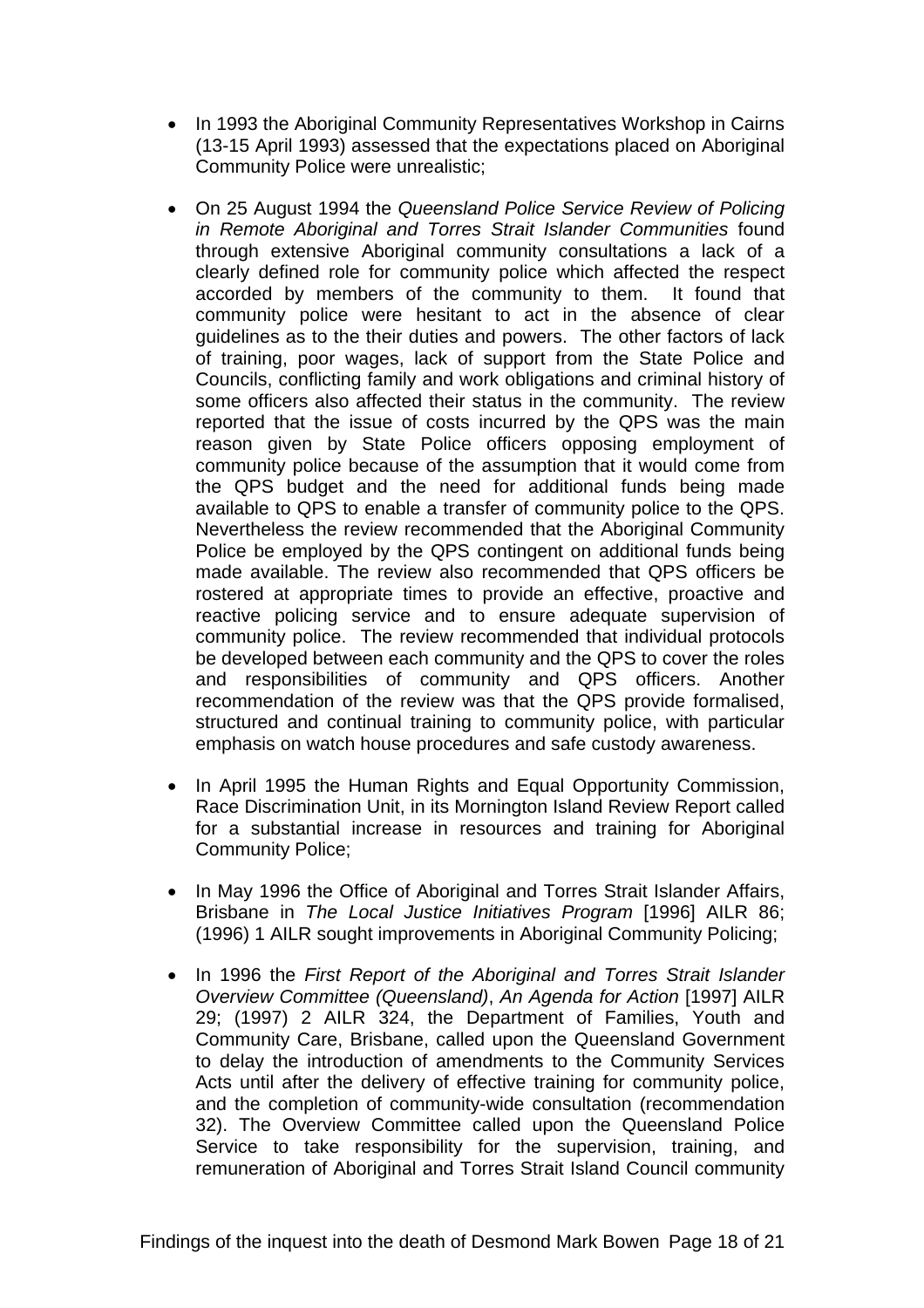- In 1993 the Aboriginal Community Representatives Workshop in Cairns (13-15 April 1993) assessed that the expectations placed on Aboriginal Community Police were unrealistic;

- On 25 August 1994 the *Queensland Police Service Review of Policing in Remote Aboriginal and Torres Strait Islander Communities* found through extensive Aboriginal community consultations a lack of a clearly defined role for community police which affected the respect accorded by members of the community to them. It found that community police were hesitant to act in the absence of clear guidelines as to the their duties and powers. The other factors of lack of training, poor wages, lack of support from the State Police and Councils, conflicting family and work obligations and criminal history of some officers also affected their status in the community. The review reported that the issue of costs incurred by the QPS was the main reason given by State Police officers opposing employment of community police because of the assumption that it would come from the QPS budget and the need for additional funds being made available to QPS to enable a transfer of community police to the QPS. Nevertheless the review recommended that the Aboriginal Community Police be employed by the QPS contingent on additional funds being made available. The review also recommended that QPS officers be rostered at appropriate times to provide an effective, proactive and reactive policing service and to ensure adequate supervision of community police. The review recommended that individual protocols be developed between each community and the QPS to cover the roles and responsibilities of community and QPS officers. Another recommendation of the review was that the QPS provide formalised, structured and continual training to community police, with particular emphasis on watch house procedures and safe custody awareness.

- In April 1995 the Human Rights and Equal Opportunity Commission, Race Discrimination Unit, in its Mornington Island Review Report called for a substantial increase in resources and training for Aboriginal Community Police;

- In May 1996 the Office of Aboriginal and Torres Strait Islander Affairs, Brisbane in *The Local Justice Initiatives Program* [1996] AILR 86; (1996) 1 AILR sought improvements in Aboriginal Community Policing;

- In 1996 the *First Report of the Aboriginal and Torres Strait Islander Overview Committee (Queensland)*, *An Agenda for Action* [1997] AILR 29; (1997) 2 AILR 324, the Department of Families, Youth and Community Care, Brisbane, called upon the Queensland Government to delay the introduction of amendments to the Community Services Acts until after the delivery of effective training for community police, and the completion of community-wide consultation (recommendation 32). The Overview Committee called upon the Queensland Police Service to take responsibility for the supervision, training, and remuneration of Aboriginal and Torres Strait Island Council community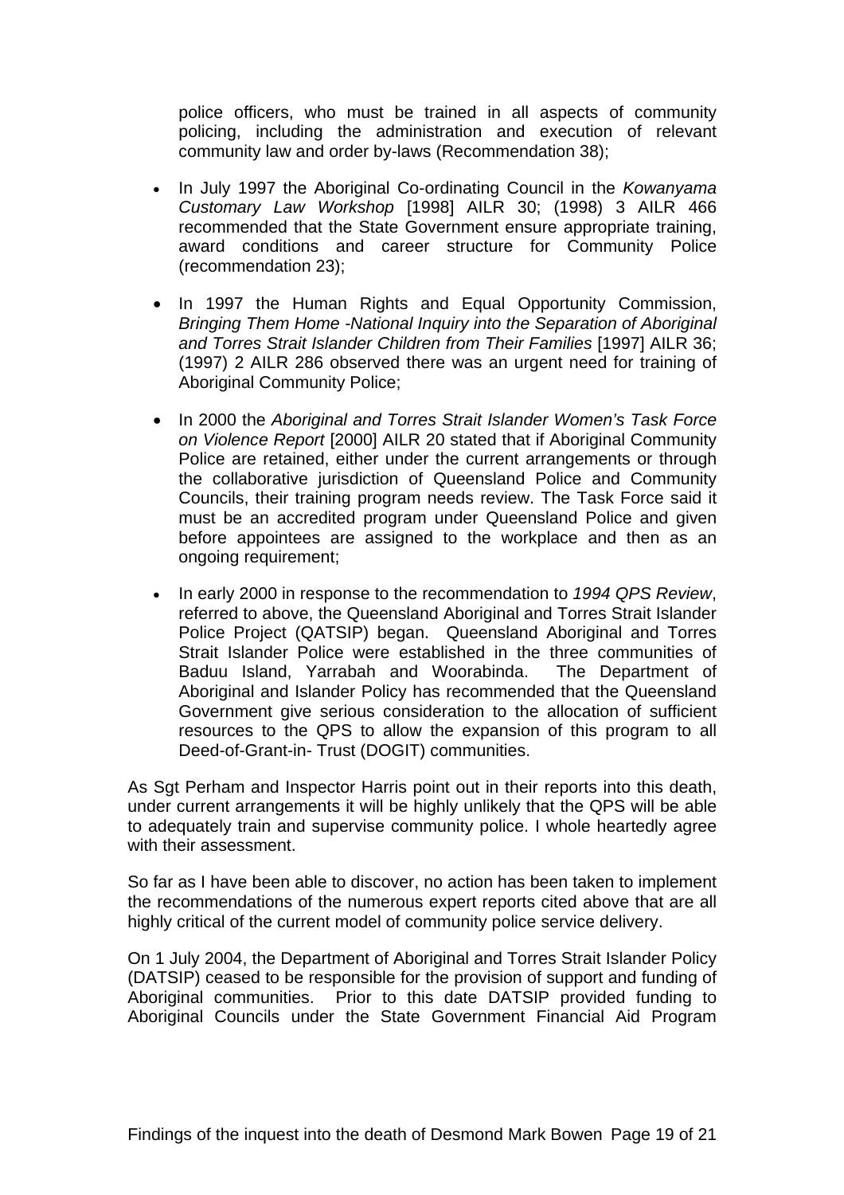police officers, who must be trained in all aspects of community policing, including the administration and execution of relevant community law and order by-laws (Recommendation 38);

- In July 1997 the Aboriginal Co-ordinating Council in the *Kowanyama Customary Law Workshop* [1998] AILR 30; (1998) 3 AILR 466 recommended that the State Government ensure appropriate training, award conditions and career structure for Community Police (recommendation 23);

- In 1997 the Human Rights and Equal Opportunity Commission, *Bringing Them Home -National Inquiry into the Separation of Aboriginal and Torres Strait Islander Children from Their Families* [1997] AILR 36; (1997) 2 AILR 286 observed there was an urgent need for training of Aboriginal Community Police;

- In 2000 the *Aboriginal and Torres Strait Islander Women's Task Force on Violence Report* [2000] AILR 20 stated that if Aboriginal Community Police are retained, either under the current arrangements or through the collaborative jurisdiction of Queensland Police and Community Councils, their training program needs review. The Task Force said it must be an accredited program under Queensland Police and given before appointees are assigned to the workplace and then as an ongoing requirement;

- In early 2000 in response to the recommendation to *1994 QPS Review*, referred to above, the Queensland Aboriginal and Torres Strait Islander Police Project (QATSIP) began. Queensland Aboriginal and Torres Strait Islander Police were established in the three communities of Baduu Island, Yarrabah and Woorabinda. The Department of Aboriginal and Islander Policy has recommended that the Queensland Government give serious consideration to the allocation of sufficient resources to the QPS to allow the expansion of this program to all Deed-of-Grant-in- Trust (DOGIT) communities.

As Sgt Perham and Inspector Harris point out in their reports into this death, under current arrangements it will be highly unlikely that the QPS will be able to adequately train and supervise community police. I whole heartedly agree with their assessment.

So far as I have been able to discover, no action has been taken to implement the recommendations of the numerous expert reports cited above that are all highly critical of the current model of community police service delivery.

On 1 July 2004, the Department of Aboriginal and Torres Strait Islander Policy (DATSIP) ceased to be responsible for the provision of support and funding of Aboriginal communities. Prior to this date DATSIP provided funding to Aboriginal Councils under the State Government Financial Aid Program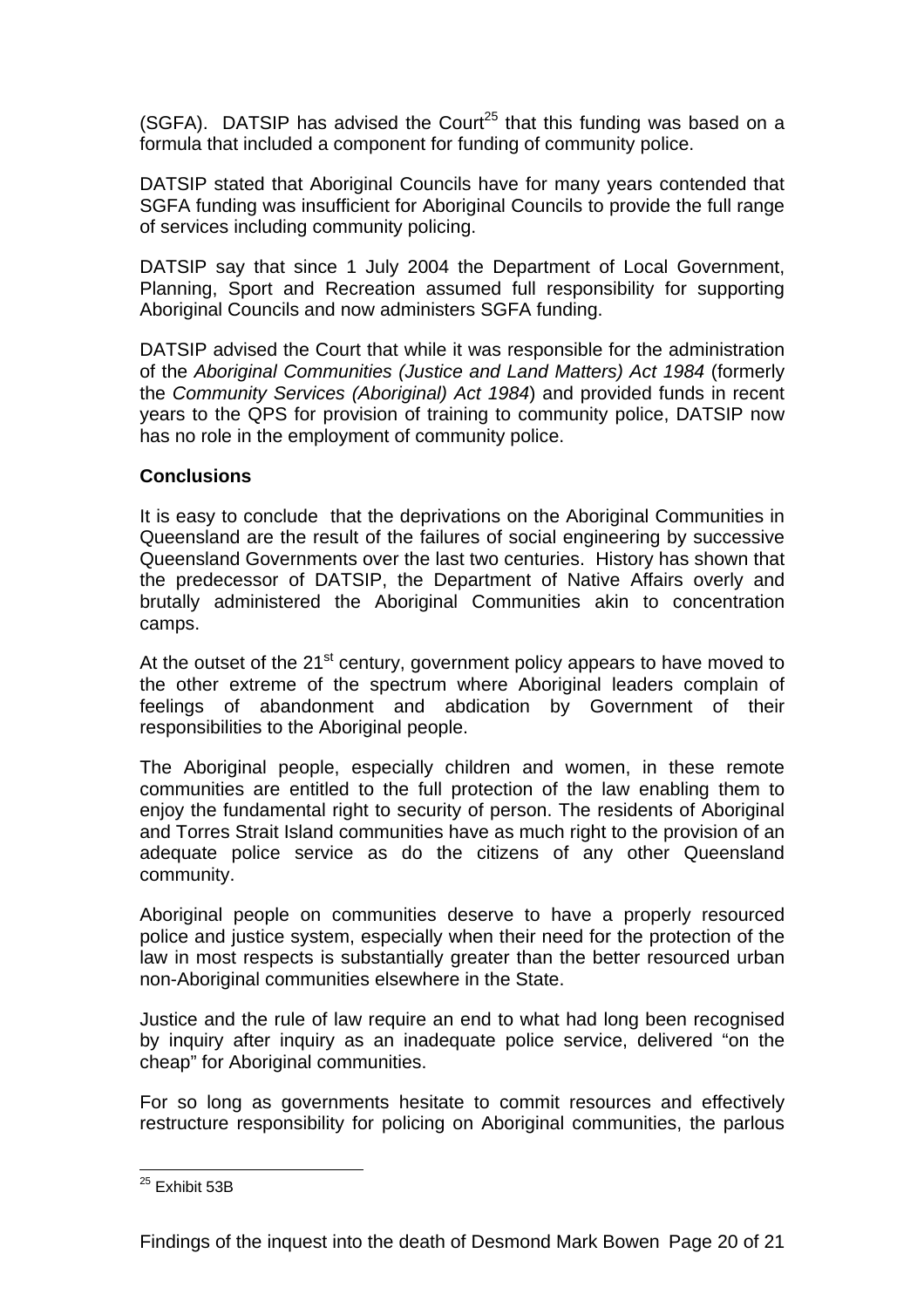(SGFA). DATSIP has advised the Court[25] that this funding was based on a formula that included a component for funding of community police.

DATSIP stated that Aboriginal Councils have for many years contended that SGFA funding was insufficient for Aboriginal Councils to provide the full range of services including community policing.

DATSIP say that since 1 July 2004 the Department of Local Government, Planning, Sport and Recreation assumed full responsibility for supporting Aboriginal Councils and now administers SGFA funding.

DATSIP advised the Court that while it was responsible for the administration of the *Aboriginal Communities (Justice and Land Matters) Act 1984* (formerly the *Community Services (Aboriginal) Act 1984*) and provided funds in recent years to the QPS for provision of training to community police, DATSIP now has no role in the employment of community police.

**Conclusions**

It is easy to conclude that the deprivations on the Aboriginal Communities in Queensland are the result of the failures of social engineering by successive Queensland Governments over the last two centuries. History has shown that the predecessor of DATSIP, the Department of Native Affairs overly and brutally administered the Aboriginal Communities akin to concentration camps.

At the outset of the 21st century, government policy appears to have moved to the other extreme of the spectrum where Aboriginal leaders complain of feelings of abandonment and abdication by Government of their responsibilities to the Aboriginal people.

The Aboriginal people, especially children and women, in these remote communities are entitled to the full protection of the law enabling them to enjoy the fundamental right to security of person. The residents of Aboriginal and Torres Strait Island communities have as much right to the provision of an adequate police service as do the citizens of any other Queensland community.

Aboriginal people on communities deserve to have a properly resourced police and justice system, especially when their need for the protection of the law in most respects is substantially greater than the better resourced urban non-Aboriginal communities elsewhere in the State.

Justice and the rule of law require an end to what had long been recognised by inquiry after inquiry as an inadequate police service, delivered "on the cheap" for Aboriginal communities.

For so long as governments hesitate to commit resources and effectively restructure responsibility for policing on Aboriginal communities, the parlous

---

[25] Exhibit 53B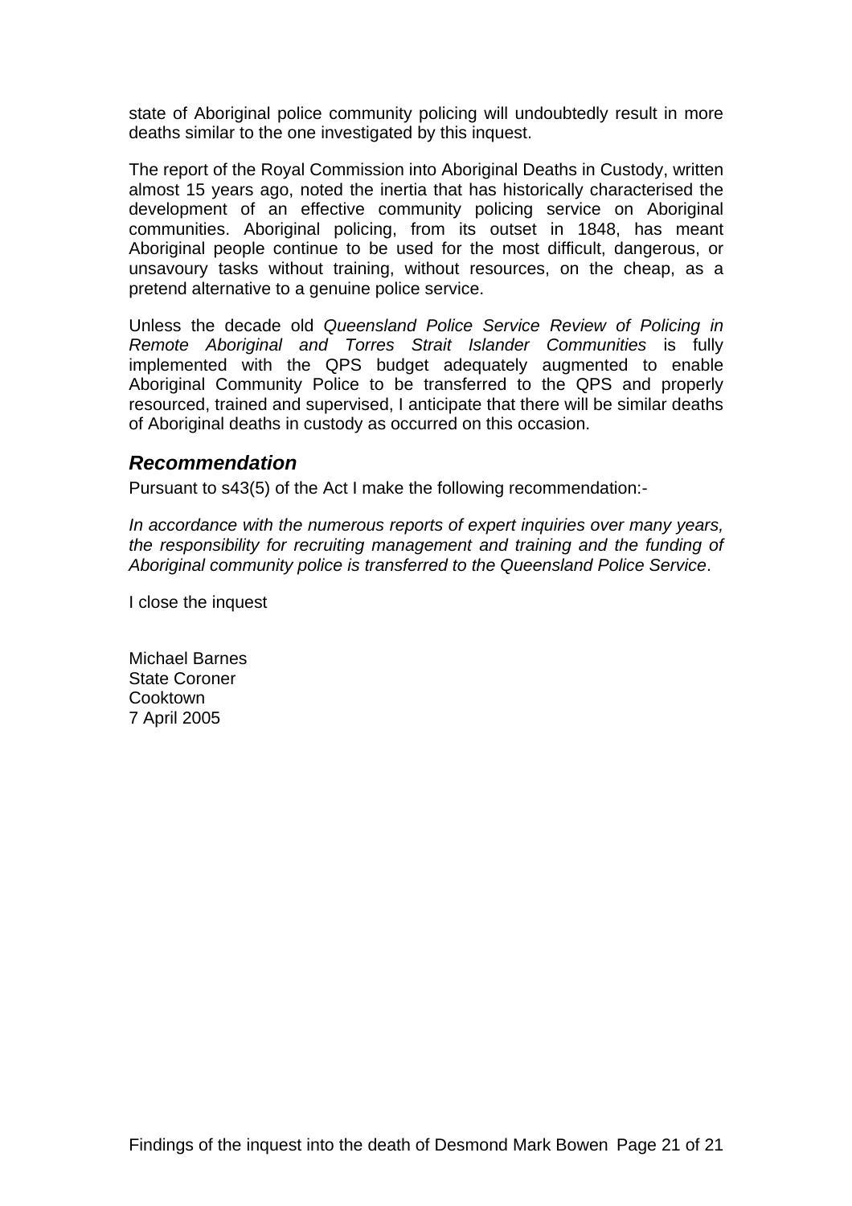state of Aboriginal police community policing will undoubtedly result in more deaths similar to the one investigated by this inquest.

The report of the Royal Commission into Aboriginal Deaths in Custody, written almost 15 years ago, noted the inertia that has historically characterised the development of an effective community policing service on Aboriginal communities. Aboriginal policing, from its outset in 1848, has meant Aboriginal people continue to be used for the most difficult, dangerous, or unsavoury tasks without training, without resources, on the cheap, as a pretend alternative to a genuine police service.

Unless the decade old *Queensland Police Service Review of Policing in Remote Aboriginal and Torres Strait Islander Communities* is fully implemented with the QPS budget adequately augmented to enable Aboriginal Community Police to be transferred to the QPS and properly resourced, trained and supervised, I anticipate that there will be similar deaths of Aboriginal deaths in custody as occurred on this occasion.

## *Recommendation*

Pursuant to s43(5) of the Act I make the following recommendation:-

*In accordance with the numerous reports of expert inquiries over many years, the responsibility for recruiting management and training and the funding of Aboriginal community police is transferred to the Queensland Police Service*.

I close the inquest

Michael Barnes
State Coroner
Cooktown
7 April 2005